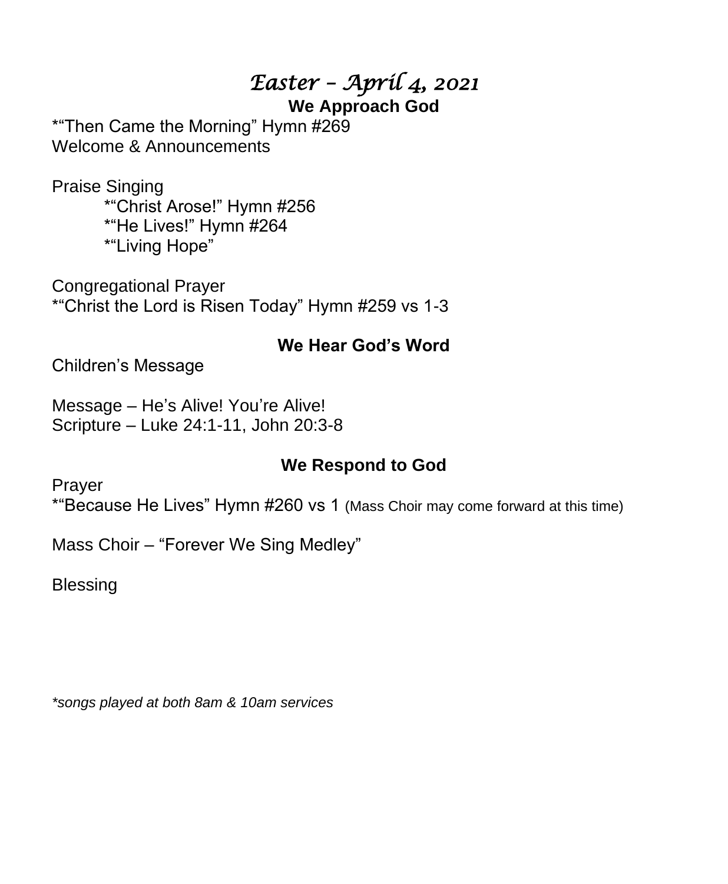# *Easter – April 4, 2021*

## We Approach God

*"Then Came the Morning" Hymn #269
Welcome & Announcements

Praise Singing

*"Christ Arose!" Hymn #256
*"He Lives!" Hymn #264
*"Living Hope"

Congregational Prayer
*"Christ the Lord is Risen Today" Hymn #259 vs 1-3

## We Hear God's Word

Children's Message

Message – He's Alive! You're Alive!
Scripture – Luke 24:1-11, John 20:3-8

## We Respond to God

Prayer
*"Because He Lives" Hymn #260 vs 1 (Mass Choir may come forward at this time)

Mass Choir – "Forever We Sing Medley"

Blessing

*\*songs played at both 8am & 10am services*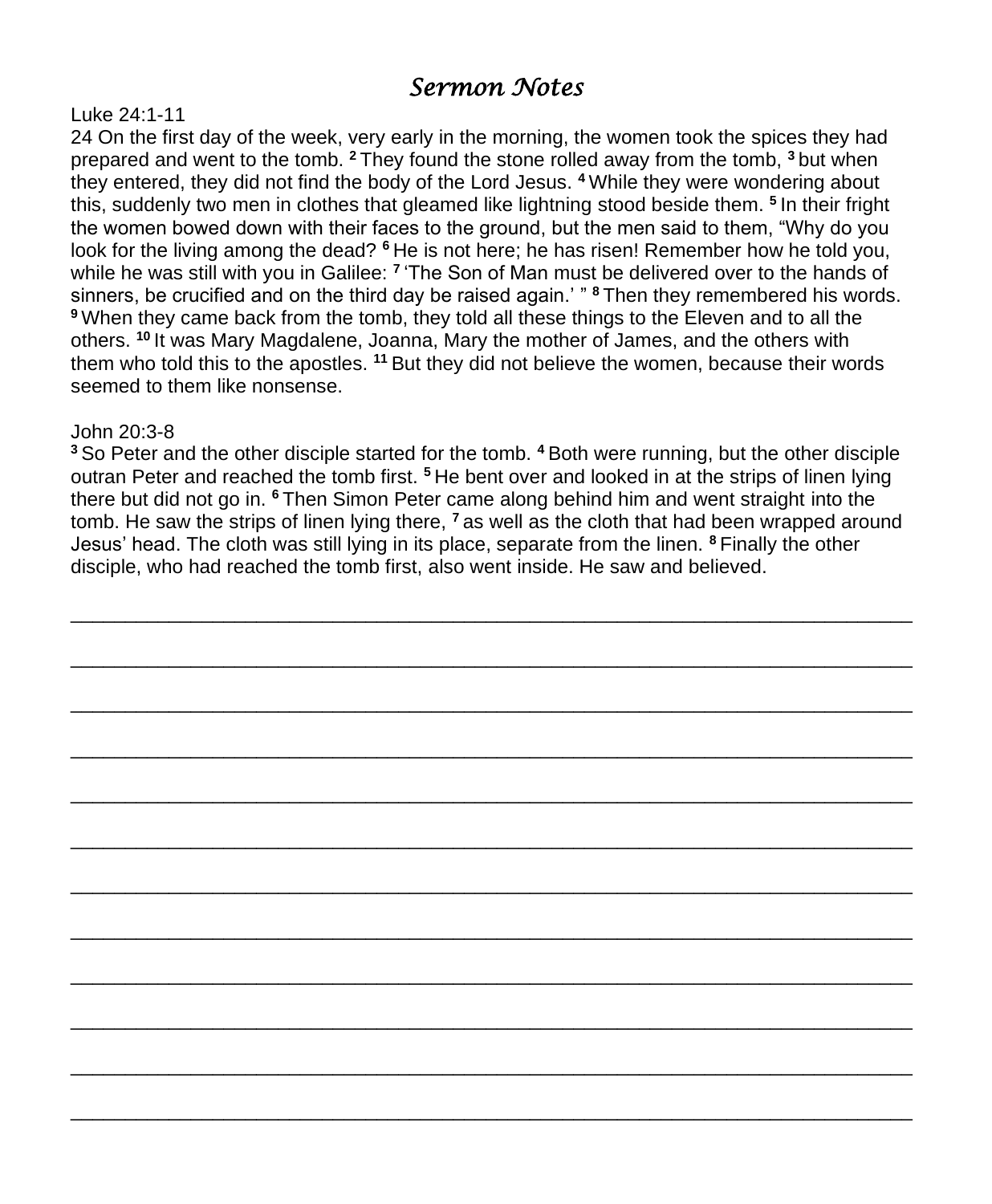# *Sermon Notes*

Luke 24:1-11

24 On the first day of the week, very early in the morning, the women took the spices they had prepared and went to the tomb. [2] They found the stone rolled away from the tomb, [3] but when they entered, they did not find the body of the Lord Jesus. [4] While they were wondering about this, suddenly two men in clothes that gleamed like lightning stood beside them. [5] In their fright the women bowed down with their faces to the ground, but the men said to them, "Why do you look for the living among the dead? [6] He is not here; he has risen! Remember how he told you, while he was still with you in Galilee: [7] 'The Son of Man must be delivered over to the hands of sinners, be crucified and on the third day be raised again.' " [8] Then they remembered his words. [9] When they came back from the tomb, they told all these things to the Eleven and to all the others. [10] It was Mary Magdalene, Joanna, Mary the mother of James, and the others with them who told this to the apostles. [11] But they did not believe the women, because their words seemed to them like nonsense.

John 20:3-8

[3] So Peter and the other disciple started for the tomb. [4] Both were running, but the other disciple outran Peter and reached the tomb first. [5] He bent over and looked in at the strips of linen lying there but did not go in. [6] Then Simon Peter came along behind him and went straight into the tomb. He saw the strips of linen lying there, [7] as well as the cloth that had been wrapped around Jesus' head. The cloth was still lying in its place, separate from the linen. [8] Finally the other disciple, who had reached the tomb first, also went inside. He saw and believed.

\_\_\_\_\_\_\_\_\_\_\_\_\_\_\_\_\_\_\_\_\_\_\_\_\_\_\_\_\_\_\_\_\_\_\_\_\_\_\_\_\_\_\_\_\_\_\_\_\_\_\_\_\_\_\_\_\_\_\_\_\_\_\_\_\_\_\_\_\_\_\_\_

\_\_\_\_\_\_\_\_\_\_\_\_\_\_\_\_\_\_\_\_\_\_\_\_\_\_\_\_\_\_\_\_\_\_\_\_\_\_\_\_\_\_\_\_\_\_\_\_\_\_\_\_\_\_\_\_\_\_\_\_\_\_\_\_\_\_\_\_\_\_\_\_

\_\_\_\_\_\_\_\_\_\_\_\_\_\_\_\_\_\_\_\_\_\_\_\_\_\_\_\_\_\_\_\_\_\_\_\_\_\_\_\_\_\_\_\_\_\_\_\_\_\_\_\_\_\_\_\_\_\_\_\_\_\_\_\_\_\_\_\_\_\_\_\_

\_\_\_\_\_\_\_\_\_\_\_\_\_\_\_\_\_\_\_\_\_\_\_\_\_\_\_\_\_\_\_\_\_\_\_\_\_\_\_\_\_\_\_\_\_\_\_\_\_\_\_\_\_\_\_\_\_\_\_\_\_\_\_\_\_\_\_\_\_\_\_\_

\_\_\_\_\_\_\_\_\_\_\_\_\_\_\_\_\_\_\_\_\_\_\_\_\_\_\_\_\_\_\_\_\_\_\_\_\_\_\_\_\_\_\_\_\_\_\_\_\_\_\_\_\_\_\_\_\_\_\_\_\_\_\_\_\_\_\_\_\_\_\_\_

\_\_\_\_\_\_\_\_\_\_\_\_\_\_\_\_\_\_\_\_\_\_\_\_\_\_\_\_\_\_\_\_\_\_\_\_\_\_\_\_\_\_\_\_\_\_\_\_\_\_\_\_\_\_\_\_\_\_\_\_\_\_\_\_\_\_\_\_\_\_\_\_

\_\_\_\_\_\_\_\_\_\_\_\_\_\_\_\_\_\_\_\_\_\_\_\_\_\_\_\_\_\_\_\_\_\_\_\_\_\_\_\_\_\_\_\_\_\_\_\_\_\_\_\_\_\_\_\_\_\_\_\_\_\_\_\_\_\_\_\_\_\_\_\_

\_\_\_\_\_\_\_\_\_\_\_\_\_\_\_\_\_\_\_\_\_\_\_\_\_\_\_\_\_\_\_\_\_\_\_\_\_\_\_\_\_\_\_\_\_\_\_\_\_\_\_\_\_\_\_\_\_\_\_\_\_\_\_\_\_\_\_\_\_\_\_\_

\_\_\_\_\_\_\_\_\_\_\_\_\_\_\_\_\_\_\_\_\_\_\_\_\_\_\_\_\_\_\_\_\_\_\_\_\_\_\_\_\_\_\_\_\_\_\_\_\_\_\_\_\_\_\_\_\_\_\_\_\_\_\_\_\_\_\_\_\_\_\_\_

\_\_\_\_\_\_\_\_\_\_\_\_\_\_\_\_\_\_\_\_\_\_\_\_\_\_\_\_\_\_\_\_\_\_\_\_\_\_\_\_\_\_\_\_\_\_\_\_\_\_\_\_\_\_\_\_\_\_\_\_\_\_\_\_\_\_\_\_\_\_\_\_

\_\_\_\_\_\_\_\_\_\_\_\_\_\_\_\_\_\_\_\_\_\_\_\_\_\_\_\_\_\_\_\_\_\_\_\_\_\_\_\_\_\_\_\_\_\_\_\_\_\_\_\_\_\_\_\_\_\_\_\_\_\_\_\_\_\_\_\_\_\_\_\_

\_\_\_\_\_\_\_\_\_\_\_\_\_\_\_\_\_\_\_\_\_\_\_\_\_\_\_\_\_\_\_\_\_\_\_\_\_\_\_\_\_\_\_\_\_\_\_\_\_\_\_\_\_\_\_\_\_\_\_\_\_\_\_\_\_\_\_\_\_\_\_\_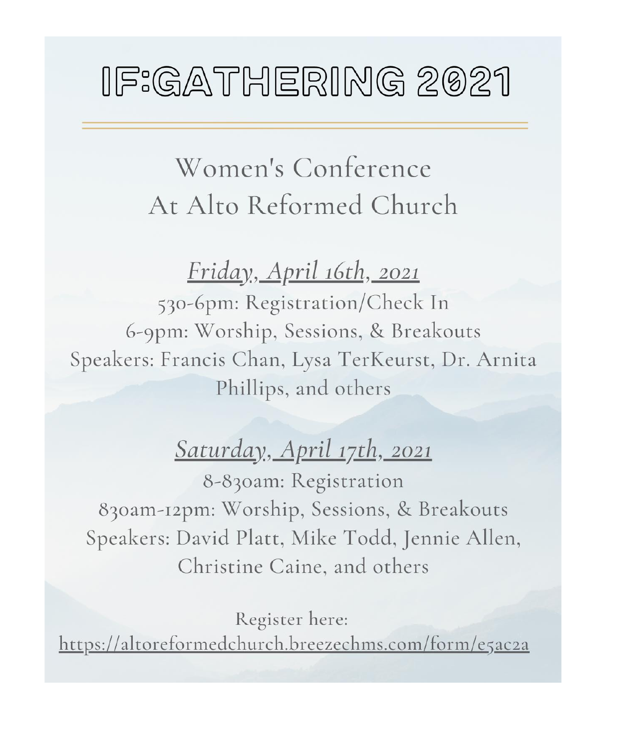# IF:GATHERING 2021

## Women's Conference
## At Alto Reformed Church

### *Friday, April 16th, 2021*

530-6pm: Registration/Check In

6-9pm: Worship, Sessions, & Breakouts

Speakers: Francis Chan, Lysa TerKeurst, Dr. Arnita Phillips, and others

### *Saturday, April 17th, 2021*

8-830am: Registration

830am-12pm: Worship, Sessions, & Breakouts

Speakers: David Platt, Mike Todd, Jennie Allen, Christine Caine, and others

Register here:
https://altoreformedchurch.breezechms.com/form/e5ac2a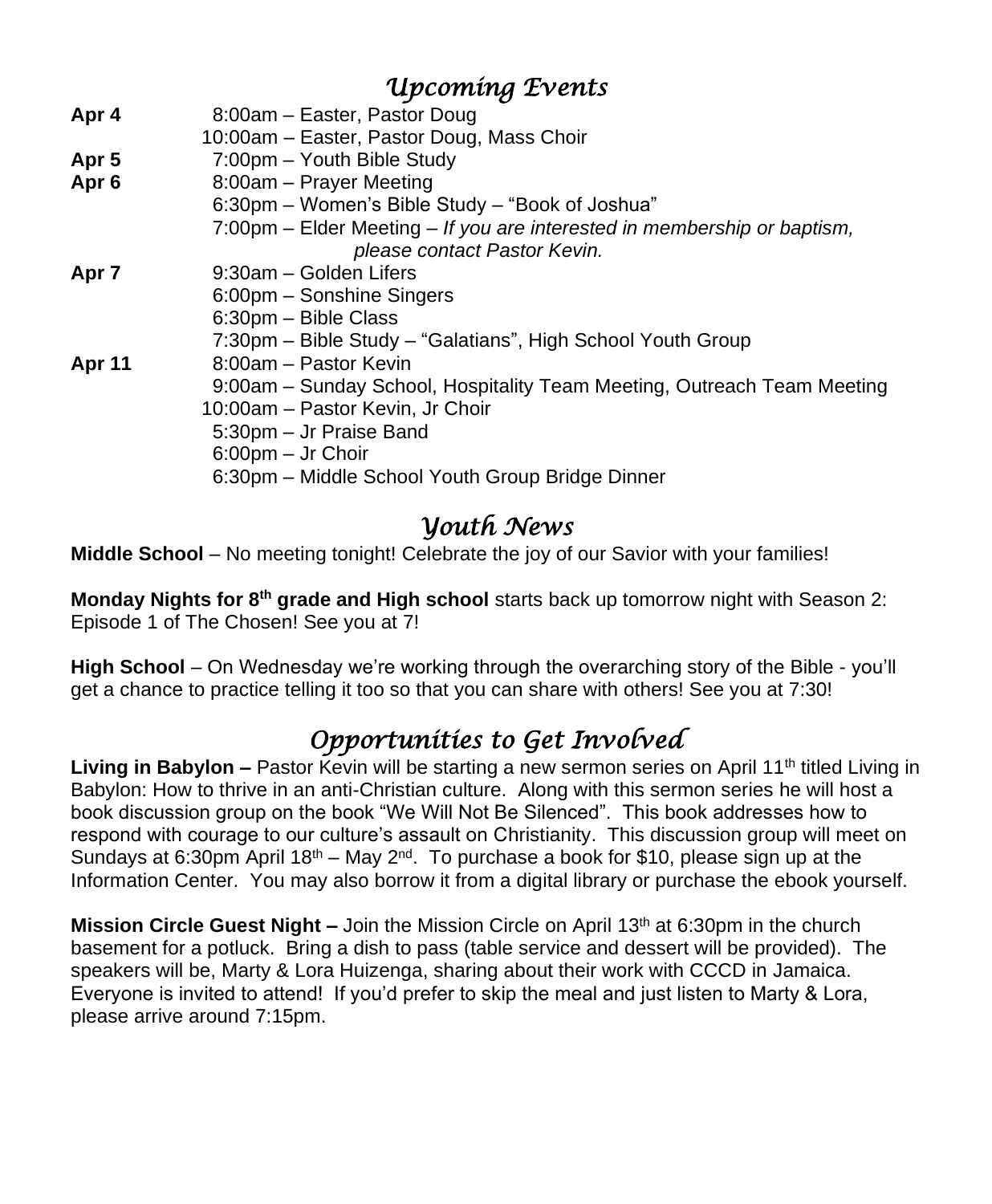## *Upcoming Events*

| | |
|---|---|
| **Apr 4** | 8:00am – Easter, Pastor Doug |
| | 10:00am – Easter, Pastor Doug, Mass Choir |
| **Apr 5** | 7:00pm – Youth Bible Study |
| **Apr 6** | 8:00am – Prayer Meeting |
| | 6:30pm – Women's Bible Study – "Book of Joshua" |
| | 7:00pm – Elder Meeting – *If you are interested in membership or baptism, please contact Pastor Kevin.* |
| **Apr 7** | 9:30am – Golden Lifers |
| | 6:00pm – Sonshine Singers |
| | 6:30pm – Bible Class |
| | 7:30pm – Bible Study – "Galatians", High School Youth Group |
| **Apr 11** | 8:00am – Pastor Kevin |
| | 9:00am – Sunday School, Hospitality Team Meeting, Outreach Team Meeting |
| | 10:00am – Pastor Kevin, Jr Choir |
| | 5:30pm – Jr Praise Band |
| | 6:00pm – Jr Choir |
| | 6:30pm – Middle School Youth Group Bridge Dinner |

## *Youth News*

**Middle School** – No meeting tonight! Celebrate the joy of our Savior with your families!

**Monday Nights for 8th grade and High school** starts back up tomorrow night with Season 2: Episode 1 of The Chosen! See you at 7!

**High School** – On Wednesday we're working through the overarching story of the Bible - you'll get a chance to practice telling it too so that you can share with others! See you at 7:30!

## *Opportunities to Get Involved*

**Living in Babylon –** Pastor Kevin will be starting a new sermon series on April 11th titled Living in Babylon: How to thrive in an anti-Christian culture. Along with this sermon series he will host a book discussion group on the book "We Will Not Be Silenced". This book addresses how to respond with courage to our culture's assault on Christianity. This discussion group will meet on Sundays at 6:30pm April 18th – May 2nd. To purchase a book for $10, please sign up at the Information Center. You may also borrow it from a digital library or purchase the ebook yourself.

**Mission Circle Guest Night –** Join the Mission Circle on April 13th at 6:30pm in the church basement for a potluck. Bring a dish to pass (table service and dessert will be provided). The speakers will be, Marty & Lora Huizenga, sharing about their work with CCCD in Jamaica. Everyone is invited to attend! If you'd prefer to skip the meal and just listen to Marty & Lora, please arrive around 7:15pm.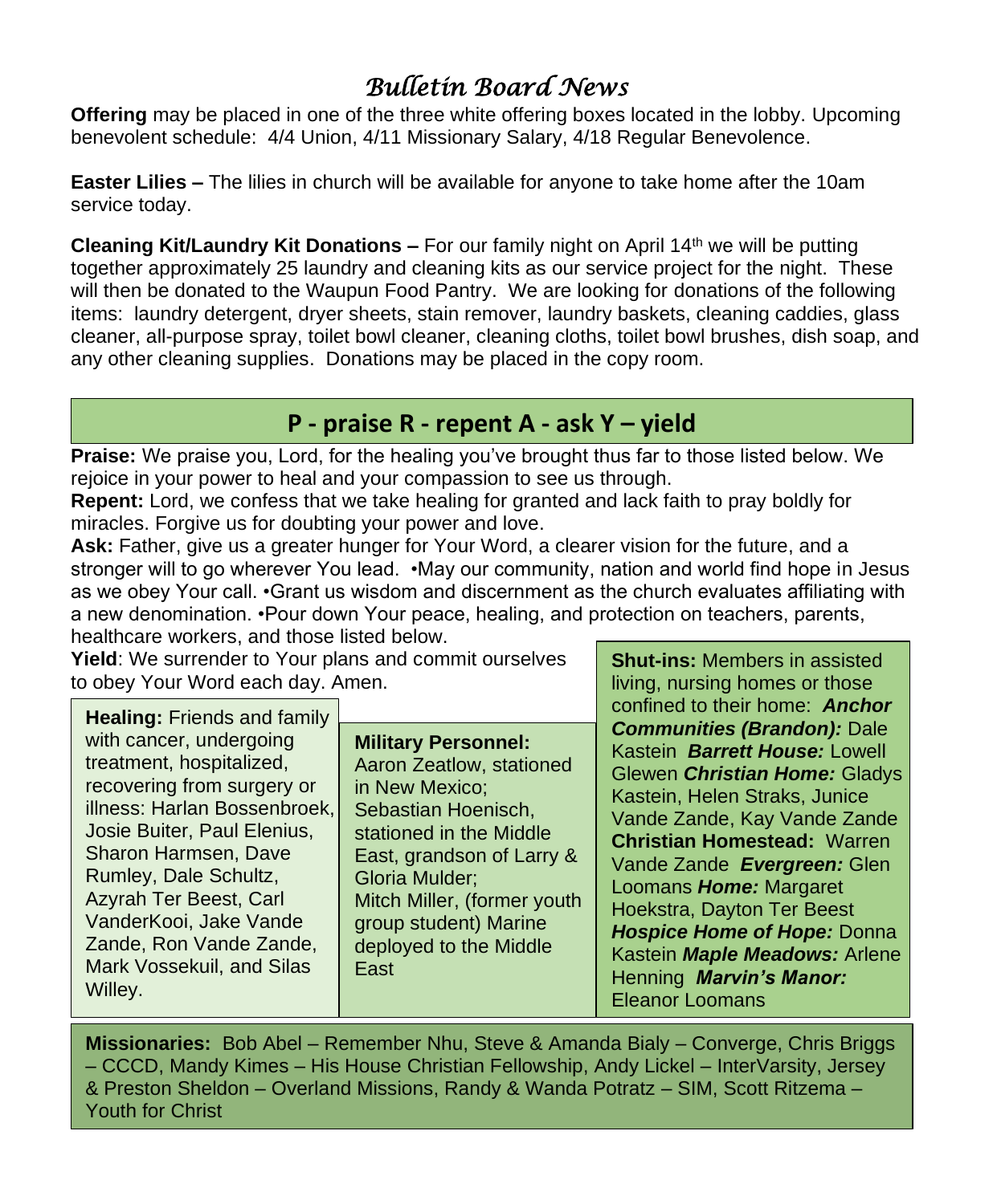# *Bulletin Board News*

**Offering** may be placed in one of the three white offering boxes located in the lobby. Upcoming benevolent schedule: 4/4 Union, 4/11 Missionary Salary, 4/18 Regular Benevolence.

**Easter Lilies –** The lilies in church will be available for anyone to take home after the 10am service today.

**Cleaning Kit/Laundry Kit Donations –** For our family night on April 14th we will be putting together approximately 25 laundry and cleaning kits as our service project for the night. These will then be donated to the Waupun Food Pantry. We are looking for donations of the following items: laundry detergent, dryer sheets, stain remover, laundry baskets, cleaning caddies, glass cleaner, all-purpose spray, toilet bowl cleaner, cleaning cloths, toilet bowl brushes, dish soap, and any other cleaning supplies. Donations may be placed in the copy room.

## P - praise R - repent A - ask Y – yield

**Praise:** We praise you, Lord, for the healing you've brought thus far to those listed below. We rejoice in your power to heal and your compassion to see us through.

**Repent:** Lord, we confess that we take healing for granted and lack faith to pray boldly for miracles. Forgive us for doubting your power and love.

**Ask:** Father, give us a greater hunger for Your Word, a clearer vision for the future, and a stronger will to go wherever You lead. •May our community, nation and world find hope in Jesus as we obey Your call. •Grant us wisdom and discernment as the church evaluates affiliating with a new denomination. •Pour down Your peace, healing, and protection on teachers, parents, healthcare workers, and those listed below.

**Yield**: We surrender to Your plans and commit ourselves to obey Your Word each day. Amen.

**Healing:** Friends and family with cancer, undergoing treatment, hospitalized, recovering from surgery or illness: Harlan Bossenbroek, Josie Buiter, Paul Elenius, Sharon Harmsen, Dave Rumley, Dale Schultz, Azyrah Ter Beest, Carl VanderKooi, Jake Vande Zande, Ron Vande Zande, Mark Vossekuil, and Silas Willey.

**Military Personnel:** Aaron Zeatlow, stationed in New Mexico; Sebastian Hoenisch, stationed in the Middle East, grandson of Larry & Gloria Mulder; Mitch Miller, (former youth group student) Marine deployed to the Middle East

**Shut-ins:** Members in assisted living, nursing homes or those confined to their home: ***Anchor Communities (Brandon):*** Dale Kastein ***Barrett House:*** Lowell Glewen ***Christian Home:*** Gladys Kastein, Helen Straks, Junice Vande Zande, Kay Vande Zande **Christian Homestead:** Warren Vande Zande ***Evergreen:*** Glen Loomans ***Home:*** Margaret Hoekstra, Dayton Ter Beest ***Hospice Home of Hope:*** Donna Kastein ***Maple Meadows:*** Arlene Henning ***Marvin's Manor:*** Eleanor Loomans

**Missionaries:** Bob Abel – Remember Nhu, Steve & Amanda Bialy – Converge, Chris Briggs – CCCD, Mandy Kimes – His House Christian Fellowship, Andy Lickel – InterVarsity, Jersey & Preston Sheldon – Overland Missions, Randy & Wanda Potratz – SIM, Scott Ritzema – Youth for Christ